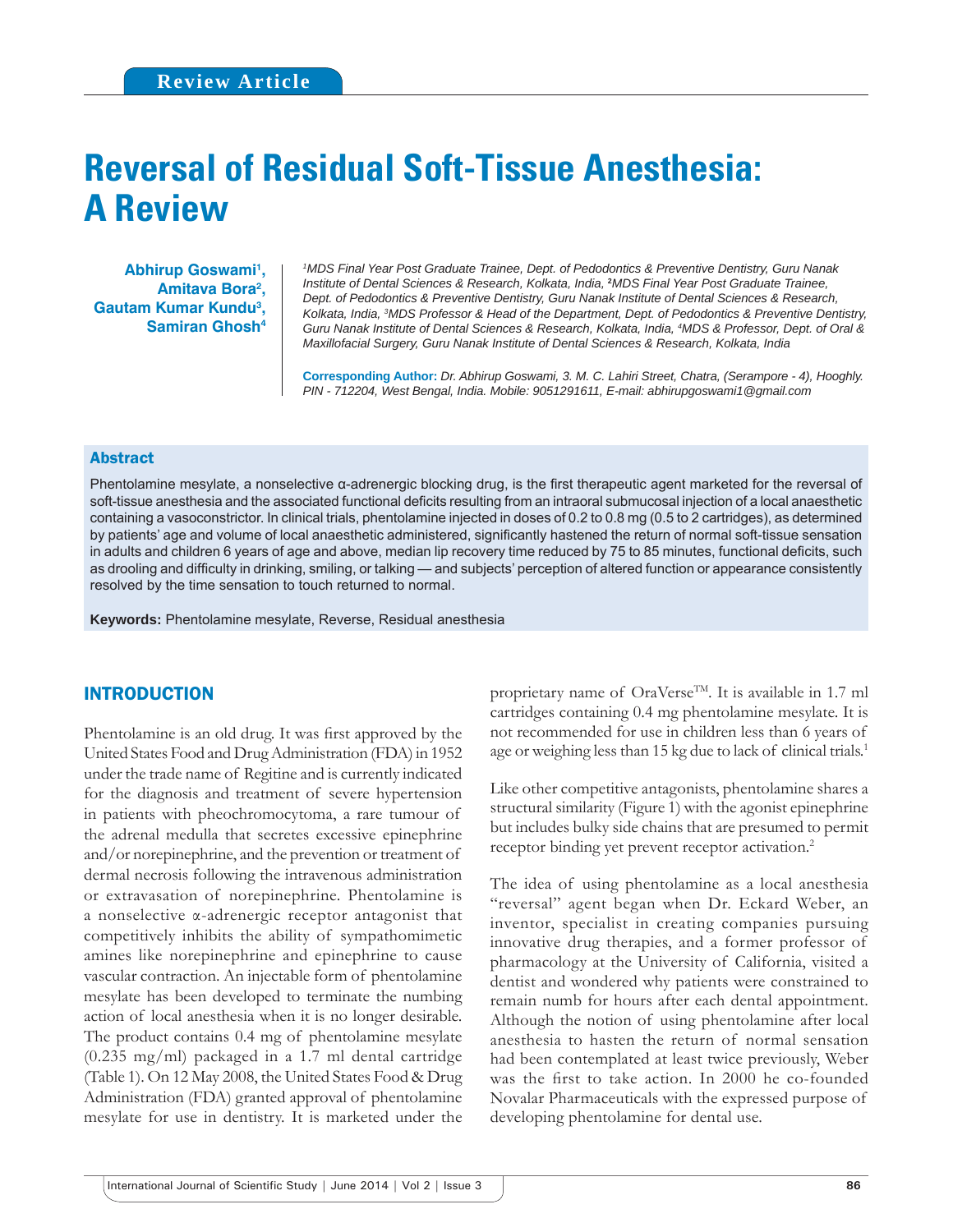Review Article

# Reversal of Residual Soft-Tissue Anesthesia: A Review

**Abhirup Goswami[1], Amitava Bora[2], Gautam Kumar Kundu[3], Samiran Ghosh[4]**

*[1]MDS Final Year Post Graduate Trainee, Dept. of Pedodontics & Preventive Dentistry, Guru Nanak Institute of Dental Sciences & Research, Kolkata, India, [2]MDS Final Year Post Graduate Trainee, Dept. of Pedodontics & Preventive Dentistry, Guru Nanak Institute of Dental Sciences & Research, Kolkata, India, [3]MDS Professor & Head of the Department, Dept. of Pedodontics & Preventive Dentistry, Guru Nanak Institute of Dental Sciences & Research, Kolkata, India, [4]MDS & Professor, Dept. of Oral & Maxillofacial Surgery, Guru Nanak Institute of Dental Sciences & Research, Kolkata, India*

**Corresponding Author:** *Dr. Abhirup Goswami, 3. M. C. Lahiri Street, Chatra, (Serampore - 4), Hooghly. PIN - 712204, West Bengal, India. Mobile: 9051291611, E-mail: abhirupgoswami1@gmail.com*

## Abstract

Phentolamine mesylate, a nonselective α-adrenergic blocking drug, is the first therapeutic agent marketed for the reversal of soft-tissue anesthesia and the associated functional deficits resulting from an intraoral submucosal injection of a local anaesthetic containing a vasoconstrictor. In clinical trials, phentolamine injected in doses of 0.2 to 0.8 mg (0.5 to 2 cartridges), as determined by patients' age and volume of local anaesthetic administered, significantly hastened the return of normal soft-tissue sensation in adults and children 6 years of age and above, median lip recovery time reduced by 75 to 85 minutes, functional deficits, such as drooling and difficulty in drinking, smiling, or talking — and subjects' perception of altered function or appearance consistently resolved by the time sensation to touch returned to normal.

**Keywords:** Phentolamine mesylate, Reverse, Residual anesthesia

## INTRODUCTION

Phentolamine is an old drug. It was first approved by the United States Food and Drug Administration (FDA) in 1952 under the trade name of Regitine and is currently indicated for the diagnosis and treatment of severe hypertension in patients with pheochromocytoma, a rare tumour of the adrenal medulla that secretes excessive epinephrine and/or norepinephrine, and the prevention or treatment of dermal necrosis following the intravenous administration or extravasation of norepinephrine. Phentolamine is a nonselective α-adrenergic receptor antagonist that competitively inhibits the ability of sympathomimetic amines like norepinephrine and epinephrine to cause vascular contraction. An injectable form of phentolamine mesylate has been developed to terminate the numbing action of local anesthesia when it is no longer desirable. The product contains 0.4 mg of phentolamine mesylate (0.235 mg/ml) packaged in a 1.7 ml dental cartridge (Table 1). On 12 May 2008, the United States Food & Drug Administration (FDA) granted approval of phentolamine mesylate for use in dentistry. It is marketed under the proprietary name of OraVerse™. It is available in 1.7 ml cartridges containing 0.4 mg phentolamine mesylate. It is not recommended for use in children less than 6 years of age or weighing less than 15 kg due to lack of clinical trials.[1]

Like other competitive antagonists, phentolamine shares a structural similarity (Figure 1) with the agonist epinephrine but includes bulky side chains that are presumed to permit receptor binding yet prevent receptor activation.[2]

The idea of using phentolamine as a local anesthesia "reversal" agent began when Dr. Eckard Weber, an inventor, specialist in creating companies pursuing innovative drug therapies, and a former professor of pharmacology at the University of California, visited a dentist and wondered why patients were constrained to remain numb for hours after each dental appointment. Although the notion of using phentolamine after local anesthesia to hasten the return of normal sensation had been contemplated at least twice previously, Weber was the first to take action. In 2000 he co-founded Novalar Pharmaceuticals with the expressed purpose of developing phentolamine for dental use.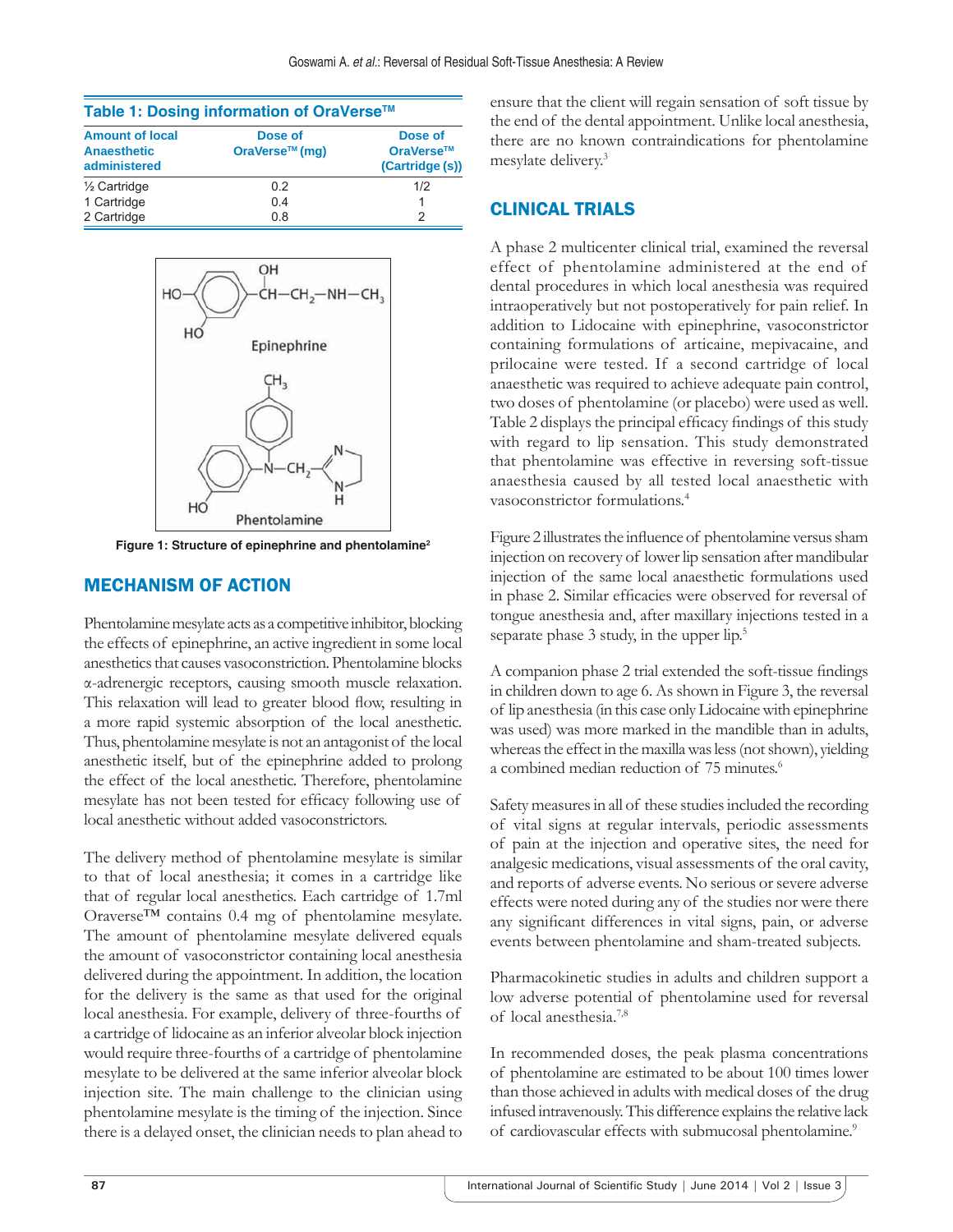**Table 1: Dosing information of OraVerse™**

| Amount of local Anaesthetic administered | Dose of OraVerse™ (mg) | Dose of OraVerse™ (Cartridge (s)) |
|---|---|---|
| ½ Cartridge | 0.2 | 1/2 |
| 1 Cartridge | 0.4 | 1 |
| 2 Cartridge | 0.8 | 2 |

Figure 1: Structure of epinephrine and phentolamine[2]

## MECHANISM OF ACTION

Phentolamine mesylate acts as a competitive inhibitor, blocking the effects of epinephrine, an active ingredient in some local anesthetics that causes vasoconstriction. Phentolamine blocks α-adrenergic receptors, causing smooth muscle relaxation. This relaxation will lead to greater blood flow, resulting in a more rapid systemic absorption of the local anesthetic. Thus, phentolamine mesylate is not an antagonist of the local anesthetic itself, but of the epinephrine added to prolong the effect of the local anesthetic. Therefore, phentolamine mesylate has not been tested for efficacy following use of local anesthetic without added vasoconstrictors.

The delivery method of phentolamine mesylate is similar to that of local anesthesia; it comes in a cartridge like that of regular local anesthetics. Each cartridge of 1.7ml Oraverse™ contains 0.4 mg of phentolamine mesylate. The amount of phentolamine mesylate delivered equals the amount of vasoconstrictor containing local anesthesia delivered during the appointment. In addition, the location for the delivery is the same as that used for the original local anesthesia. For example, delivery of three-fourths of a cartridge of lidocaine as an inferior alveolar block injection would require three-fourths of a cartridge of phentolamine mesylate to be delivered at the same inferior alveolar block injection site. The main challenge to the clinician using phentolamine mesylate is the timing of the injection. Since there is a delayed onset, the clinician needs to plan ahead to ensure that the client will regain sensation of soft tissue by the end of the dental appointment. Unlike local anesthesia, there are no known contraindications for phentolamine mesylate delivery.[3]

## CLINICAL TRIALS

A phase 2 multicenter clinical trial, examined the reversal effect of phentolamine administered at the end of dental procedures in which local anesthesia was required intraoperatively but not postoperatively for pain relief. In addition to Lidocaine with epinephrine, vasoconstrictor containing formulations of articaine, mepivacaine, and prilocaine were tested. If a second cartridge of local anaesthetic was required to achieve adequate pain control, two doses of phentolamine (or placebo) were used as well. Table 2 displays the principal efficacy findings of this study with regard to lip sensation. This study demonstrated that phentolamine was effective in reversing soft-tissue anaesthesia caused by all tested local anaesthetic with vasoconstrictor formulations.[4]

Figure 2 illustrates the influence of phentolamine versus sham injection on recovery of lower lip sensation after mandibular injection of the same local anaesthetic formulations used in phase 2. Similar efficacies were observed for reversal of tongue anesthesia and, after maxillary injections tested in a separate phase 3 study, in the upper lip.[5]

A companion phase 2 trial extended the soft-tissue findings in children down to age 6. As shown in Figure 3, the reversal of lip anesthesia (in this case only Lidocaine with epinephrine was used) was more marked in the mandible than in adults, whereas the effect in the maxilla was less (not shown), yielding a combined median reduction of 75 minutes.[6]

Safety measures in all of these studies included the recording of vital signs at regular intervals, periodic assessments of pain at the injection and operative sites, the need for analgesic medications, visual assessments of the oral cavity, and reports of adverse events. No serious or severe adverse effects were noted during any of the studies nor were there any significant differences in vital signs, pain, or adverse events between phentolamine and sham-treated subjects.

Pharmacokinetic studies in adults and children support a low adverse potential of phentolamine used for reversal of local anesthesia.[7,8]

In recommended doses, the peak plasma concentrations of phentolamine are estimated to be about 100 times lower than those achieved in adults with medical doses of the drug infused intravenously. This difference explains the relative lack of cardiovascular effects with submucosal phentolamine.[9]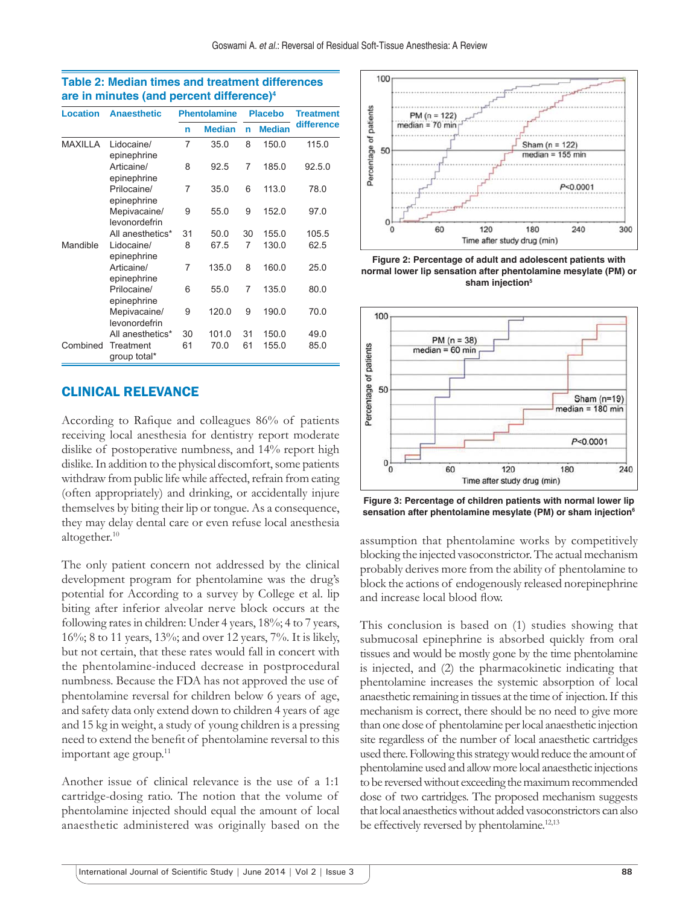**Table 2: Median times and treatment differences are in minutes (and percent difference)[4]**

| Location | Anaesthetic | Phentolamine | | Placebo | | Treatment difference |
|---|---|---|---|---|---|---|
| | | n | Median | n | Median | |
| MAXILLA | Lidocaine/epinephrine | 7 | 35.0 | 8 | 150.0 | 115.0 |
| | Articaine/epinephrine | 8 | 92.5 | 7 | 185.0 | 92.5.0 |
| | Prilocaine/epinephrine | 7 | 35.0 | 6 | 113.0 | 78.0 |
| | Mepivacaine/levonordefrin | 9 | 55.0 | 9 | 152.0 | 97.0 |
| | All anesthetics* | 31 | 50.0 | 30 | 155.0 | 105.5 |
| Mandible | Lidocaine/epinephrine | 8 | 67.5 | 7 | 130.0 | 62.5 |
| | Articaine/epinephrine | 7 | 135.0 | 8 | 160.0 | 25.0 |
| | Prilocaine/epinephrine | 6 | 55.0 | 7 | 135.0 | 80.0 |
| | Mepivacaine/levonordefrin | 9 | 120.0 | 9 | 190.0 | 70.0 |
| | All anesthetics* | 30 | 101.0 | 31 | 150.0 | 49.0 |
| Combined | Treatment group total* | 61 | 70.0 | 61 | 155.0 | 85.0 |

## CLINICAL RELEVANCE

According to Rafique and colleagues 86% of patients receiving local anesthesia for dentistry report moderate dislike of postoperative numbness, and 14% report high dislike. In addition to the physical discomfort, some patients withdraw from public life while affected, refrain from eating (often appropriately) and drinking, or accidentally injure themselves by biting their lip or tongue. As a consequence, they may delay dental care or even refuse local anesthesia altogether.[10]

The only patient concern not addressed by the clinical development program for phentolamine was the drug's potential for According to a survey by College et al. lip biting after inferior alveolar nerve block occurs at the following rates in children: Under 4 years, 18%; 4 to 7 years, 16%; 8 to 11 years, 13%; and over 12 years, 7%. It is likely, but not certain, that these rates would fall in concert with the phentolamine-induced decrease in postprocedural numbness. Because the FDA has not approved the use of phentolamine reversal for children below 6 years of age, and safety data only extend down to children 4 years of age and 15 kg in weight, a study of young children is a pressing need to extend the benefit of phentolamine reversal to this important age group.[11]

Another issue of clinical relevance is the use of a 1:1 cartridge-dosing ratio. The notion that the volume of phentolamine injected should equal the amount of local anaesthetic administered was originally based on the assumption that phentolamine works by competitively blocking the injected vasoconstrictor. The actual mechanism probably derives more from the ability of phentolamine to block the actions of endogenously released norepinephrine and increase local blood flow.

Figure 2: Percentage of adult and adolescent patients with normal lower lip sensation after phentolamine mesylate (PM) or sham injection[5]

Figure 3: Percentage of children patients with normal lower lip sensation after phentolamine mesylate (PM) or sham injection[6]

This conclusion is based on (1) studies showing that submucosal epinephrine is absorbed quickly from oral tissues and would be mostly gone by the time phentolamine is injected, and (2) the pharmacokinetic indicating that phentolamine increases the systemic absorption of local anaesthetic remaining in tissues at the time of injection. If this mechanism is correct, there should be no need to give more than one dose of phentolamine per local anaesthetic injection site regardless of the number of local anaesthetic cartridges used there. Following this strategy would reduce the amount of phentolamine used and allow more local anaesthetic injections to be reversed without exceeding the maximum recommended dose of two cartridges. The proposed mechanism suggests that local anaesthetics without added vasoconstrictors can also be effectively reversed by phentolamine.[12,13]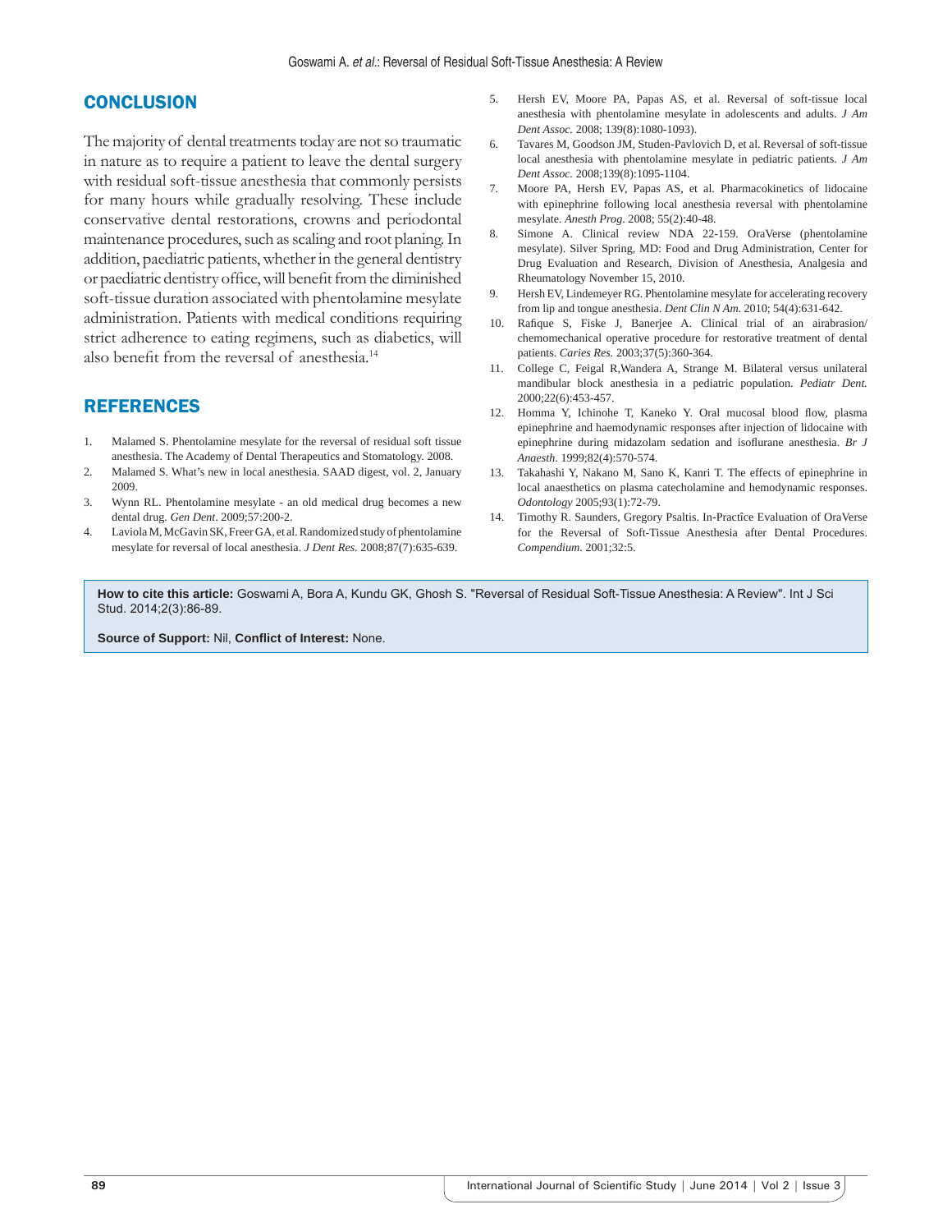## CONCLUSION

The majority of dental treatments today are not so traumatic in nature as to require a patient to leave the dental surgery with residual soft-tissue anesthesia that commonly persists for many hours while gradually resolving. These include conservative dental restorations, crowns and periodontal maintenance procedures, such as scaling and root planing. In addition, paediatric patients, whether in the general dentistry or paediatric dentistry office, will benefit from the diminished soft-tissue duration associated with phentolamine mesylate administration. Patients with medical conditions requiring strict adherence to eating regimens, such as diabetics, will also benefit from the reversal of anesthesia.[14]

## REFERENCES

1. Malamed S. Phentolamine mesylate for the reversal of residual soft tissue anesthesia. The Academy of Dental Therapeutics and Stomatology. 2008.
2. Malamed S. What's new in local anesthesia. SAAD digest, vol. 2, January 2009.
3. Wynn RL. Phentolamine mesylate - an old medical drug becomes a new dental drug. *Gen Dent*. 2009;57:200-2.
4. Laviola M, McGavin SK, Freer GA, et al. Randomized study of phentolamine mesylate for reversal of local anesthesia. *J Dent Res.* 2008;87(7):635-639.
5. Hersh EV, Moore PA, Papas AS, et al. Reversal of soft-tissue local anesthesia with phentolamine mesylate in adolescents and adults. *J Am Dent Assoc.* 2008; 139(8):1080-1093).
6. Tavares M, Goodson JM, Studen-Pavlovich D, et al. Reversal of soft-tissue local anesthesia with phentolamine mesylate in pediatric patients. *J Am Dent Assoc.* 2008;139(8):1095-1104.
7. Moore PA, Hersh EV, Papas AS, et al. Pharmacokinetics of lidocaine with epinephrine following local anesthesia reversal with phentolamine mesylate. *Anesth Prog.* 2008; 55(2):40-48.
8. Simone A. Clinical review NDA 22-159. OraVerse (phentolamine mesylate). Silver Spring, MD: Food and Drug Administration, Center for Drug Evaluation and Research, Division of Anesthesia, Analgesia and Rheumatology November 15, 2010.
9. Hersh EV, Lindemeyer RG. Phentolamine mesylate for accelerating recovery from lip and tongue anesthesia. *Dent Clin N Am.* 2010; 54(4):631-642.
10. Rafique S, Fiske J, Banerjee A. Clinical trial of an airabrasion/ chemomechanical operative procedure for restorative treatment of dental patients. *Caries Res.* 2003;37(5):360-364.
11. College C, Feigal R,Wandera A, Strange M. Bilateral versus unilateral mandibular block anesthesia in a pediatric population. *Pediatr Dent.* 2000;22(6):453-457.
12. Homma Y, Ichinohe T, Kaneko Y. Oral mucosal blood flow, plasma epinephrine and haemodynamic responses after injection of lidocaine with epinephrine during midazolam sedation and isoflurane anesthesia. *Br J Anaesth.* 1999;82(4):570-574.
13. Takahashi Y, Nakano M, Sano K, Kanri T. The effects of epinephrine in local anaesthetics on plasma catecholamine and hemodynamic responses. *Odontology* 2005;93(1):72-79.
14. Timothy R. Saunders, Gregory Psaltis. In-Practîce Evaluation of OraVerse for the Reversal of Soft-Tissue Anesthesia after Dental Procedures. *Compendium*. 2001;32:5.

**How to cite this article:** Goswami A, Bora A, Kundu GK, Ghosh S. "Reversal of Residual Soft-Tissue Anesthesia: A Review". Int J Sci Stud. 2014;2(3):86-89.

**Source of Support:** Nil, **Conflict of Interest:** None.